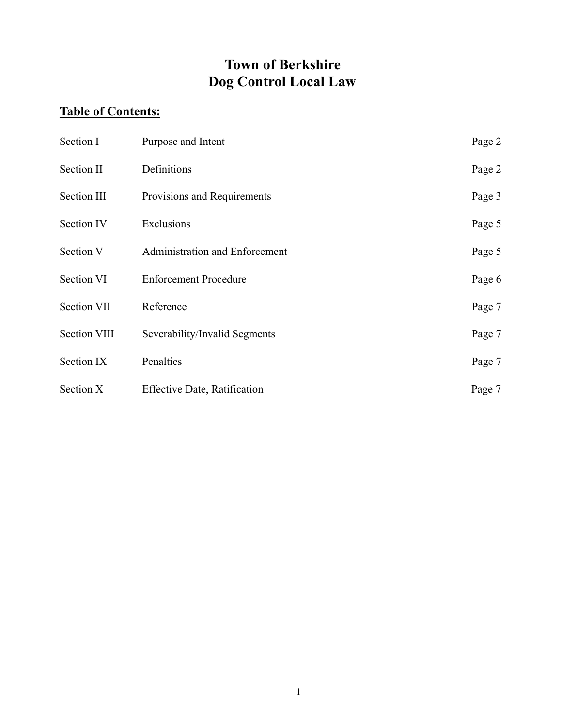# Town of Berkshire
# Dog Control Local Law

**Table of Contents:**

| | | |
|---|---|---|
| Section I | Purpose and Intent | Page 2 |
| Section II | Definitions | Page 2 |
| Section III | Provisions and Requirements | Page 3 |
| Section IV | Exclusions | Page 5 |
| Section V | Administration and Enforcement | Page 5 |
| Section VI | Enforcement Procedure | Page 6 |
| Section VII | Reference | Page 7 |
| Section VIII | Severability/Invalid Segments | Page 7 |
| Section IX | Penalties | Page 7 |
| Section X | Effective Date, Ratification | Page 7 |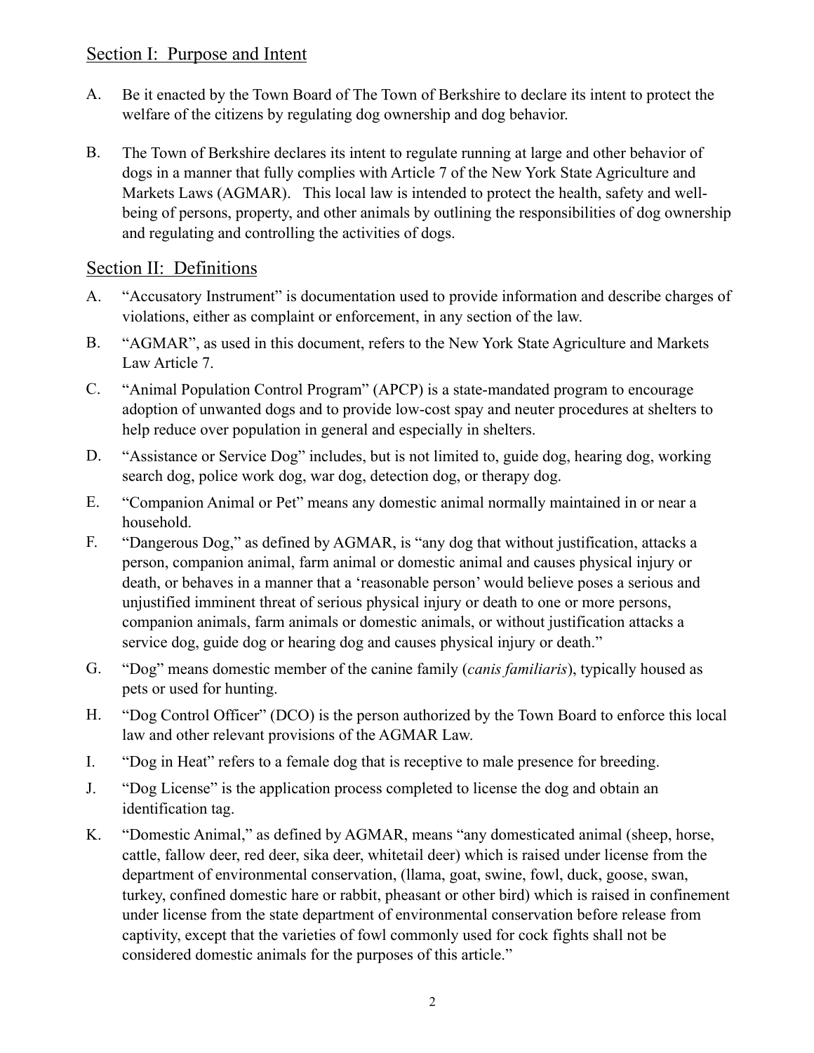## Section I: Purpose and Intent

A. Be it enacted by the Town Board of The Town of Berkshire to declare its intent to protect the welfare of the citizens by regulating dog ownership and dog behavior.

B. The Town of Berkshire declares its intent to regulate running at large and other behavior of dogs in a manner that fully complies with Article 7 of the New York State Agriculture and Markets Laws (AGMAR). This local law is intended to protect the health, safety and well-being of persons, property, and other animals by outlining the responsibilities of dog ownership and regulating and controlling the activities of dogs.

## Section II: Definitions

A. "Accusatory Instrument" is documentation used to provide information and describe charges of violations, either as complaint or enforcement, in any section of the law.

B. "AGMAR", as used in this document, refers to the New York State Agriculture and Markets Law Article 7.

C. "Animal Population Control Program" (APCP) is a state-mandated program to encourage adoption of unwanted dogs and to provide low-cost spay and neuter procedures at shelters to help reduce over population in general and especially in shelters.

D. "Assistance or Service Dog" includes, but is not limited to, guide dog, hearing dog, working search dog, police work dog, war dog, detection dog, or therapy dog.

E. "Companion Animal or Pet" means any domestic animal normally maintained in or near a household.

F. "Dangerous Dog," as defined by AGMAR, is "any dog that without justification, attacks a person, companion animal, farm animal or domestic animal and causes physical injury or death, or behaves in a manner that a 'reasonable person' would believe poses a serious and unjustified imminent threat of serious physical injury or death to one or more persons, companion animals, farm animals or domestic animals, or without justification attacks a service dog, guide dog or hearing dog and causes physical injury or death."

G. "Dog" means domestic member of the canine family (*canis familiaris*), typically housed as pets or used for hunting.

H. "Dog Control Officer" (DCO) is the person authorized by the Town Board to enforce this local law and other relevant provisions of the AGMAR Law.

I. "Dog in Heat" refers to a female dog that is receptive to male presence for breeding.

J. "Dog License" is the application process completed to license the dog and obtain an identification tag.

K. "Domestic Animal," as defined by AGMAR, means "any domesticated animal (sheep, horse, cattle, fallow deer, red deer, sika deer, whitetail deer) which is raised under license from the department of environmental conservation, (llama, goat, swine, fowl, duck, goose, swan, turkey, confined domestic hare or rabbit, pheasant or other bird) which is raised in confinement under license from the state department of environmental conservation before release from captivity, except that the varieties of fowl commonly used for cock fights shall not be considered domestic animals for the purposes of this article."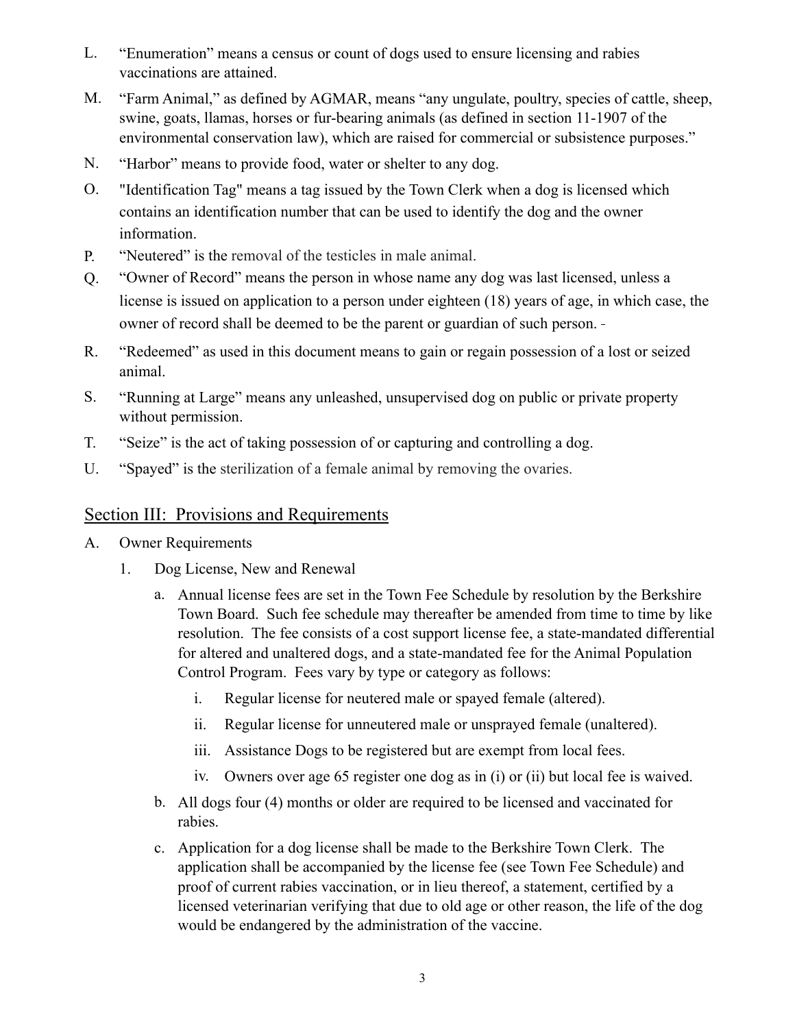L. "Enumeration" means a census or count of dogs used to ensure licensing and rabies vaccinations are attained.

M. "Farm Animal," as defined by AGMAR, means "any ungulate, poultry, species of cattle, sheep, swine, goats, llamas, horses or fur-bearing animals (as defined in section 11-1907 of the environmental conservation law), which are raised for commercial or subsistence purposes."

N. "Harbor" means to provide food, water or shelter to any dog.

O. "Identification Tag" means a tag issued by the Town Clerk when a dog is licensed which contains an identification number that can be used to identify the dog and the owner information.

P. "Neutered" is the removal of the testicles in male animal.

Q. "Owner of Record" means the person in whose name any dog was last licensed, unless a license is issued on application to a person under eighteen (18) years of age, in which case, the owner of record shall be deemed to be the parent or guardian of such person.

R. "Redeemed" as used in this document means to gain or regain possession of a lost or seized animal.

S. "Running at Large" means any unleashed, unsupervised dog on public or private property without permission.

T. "Seize" is the act of taking possession of or capturing and controlling a dog.

U. "Spayed" is the sterilization of a female animal by removing the ovaries.

## Section III: Provisions and Requirements

A. Owner Requirements

1. Dog License, New and Renewal

   a. Annual license fees are set in the Town Fee Schedule by resolution by the Berkshire Town Board. Such fee schedule may thereafter be amended from time to time by like resolution. The fee consists of a cost support license fee, a state-mandated differential for altered and unaltered dogs, and a state-mandated fee for the Animal Population Control Program. Fees vary by type or category as follows:

      i. Regular license for neutered male or spayed female (altered).

      ii. Regular license for unneutered male or unsprayed female (unaltered).

      iii. Assistance Dogs to be registered but are exempt from local fees.

      iv. Owners over age 65 register one dog as in (i) or (ii) but local fee is waived.

   b. All dogs four (4) months or older are required to be licensed and vaccinated for rabies.

   c. Application for a dog license shall be made to the Berkshire Town Clerk. The application shall be accompanied by the license fee (see Town Fee Schedule) and proof of current rabies vaccination, or in lieu thereof, a statement, certified by a licensed veterinarian verifying that due to old age or other reason, the life of the dog would be endangered by the administration of the vaccine.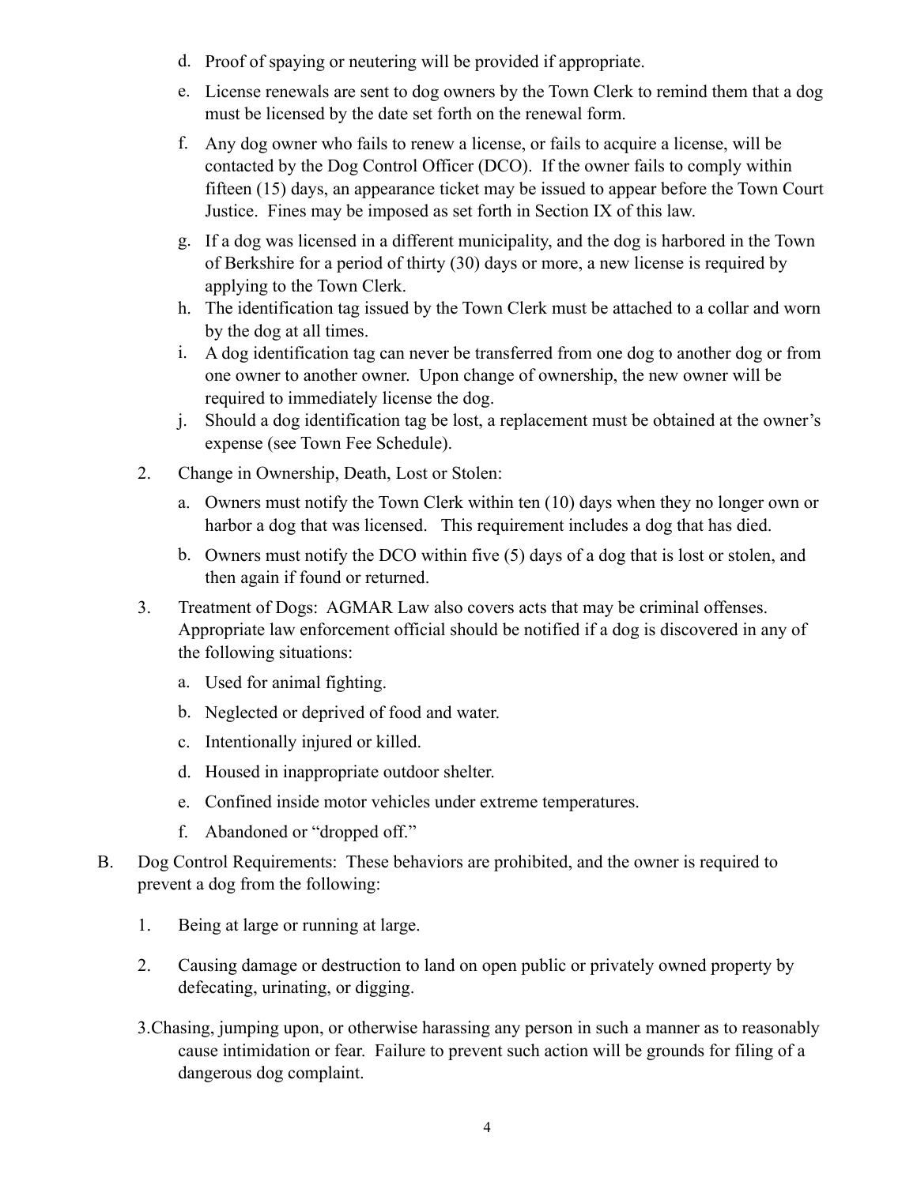d. Proof of spaying or neutering will be provided if appropriate.

e. License renewals are sent to dog owners by the Town Clerk to remind them that a dog must be licensed by the date set forth on the renewal form.

f. Any dog owner who fails to renew a license, or fails to acquire a license, will be contacted by the Dog Control Officer (DCO). If the owner fails to comply within fifteen (15) days, an appearance ticket may be issued to appear before the Town Court Justice. Fines may be imposed as set forth in Section IX of this law.

g. If a dog was licensed in a different municipality, and the dog is harbored in the Town of Berkshire for a period of thirty (30) days or more, a new license is required by applying to the Town Clerk.

h. The identification tag issued by the Town Clerk must be attached to a collar and worn by the dog at all times.

i. A dog identification tag can never be transferred from one dog to another dog or from one owner to another owner. Upon change of ownership, the new owner will be required to immediately license the dog.

j. Should a dog identification tag be lost, a replacement must be obtained at the owner's expense (see Town Fee Schedule).

2. Change in Ownership, Death, Lost or Stolen:

a. Owners must notify the Town Clerk within ten (10) days when they no longer own or harbor a dog that was licensed. This requirement includes a dog that has died.

b. Owners must notify the DCO within five (5) days of a dog that is lost or stolen, and then again if found or returned.

3. Treatment of Dogs: AGMAR Law also covers acts that may be criminal offenses. Appropriate law enforcement official should be notified if a dog is discovered in any of the following situations:

a. Used for animal fighting.

b. Neglected or deprived of food and water.

c. Intentionally injured or killed.

d. Housed in inappropriate outdoor shelter.

e. Confined inside motor vehicles under extreme temperatures.

f. Abandoned or "dropped off."

B. Dog Control Requirements: These behaviors are prohibited, and the owner is required to prevent a dog from the following:

1. Being at large or running at large.

2. Causing damage or destruction to land on open public or privately owned property by defecating, urinating, or digging.

3. Chasing, jumping upon, or otherwise harassing any person in such a manner as to reasonably cause intimidation or fear. Failure to prevent such action will be grounds for filing of a dangerous dog complaint.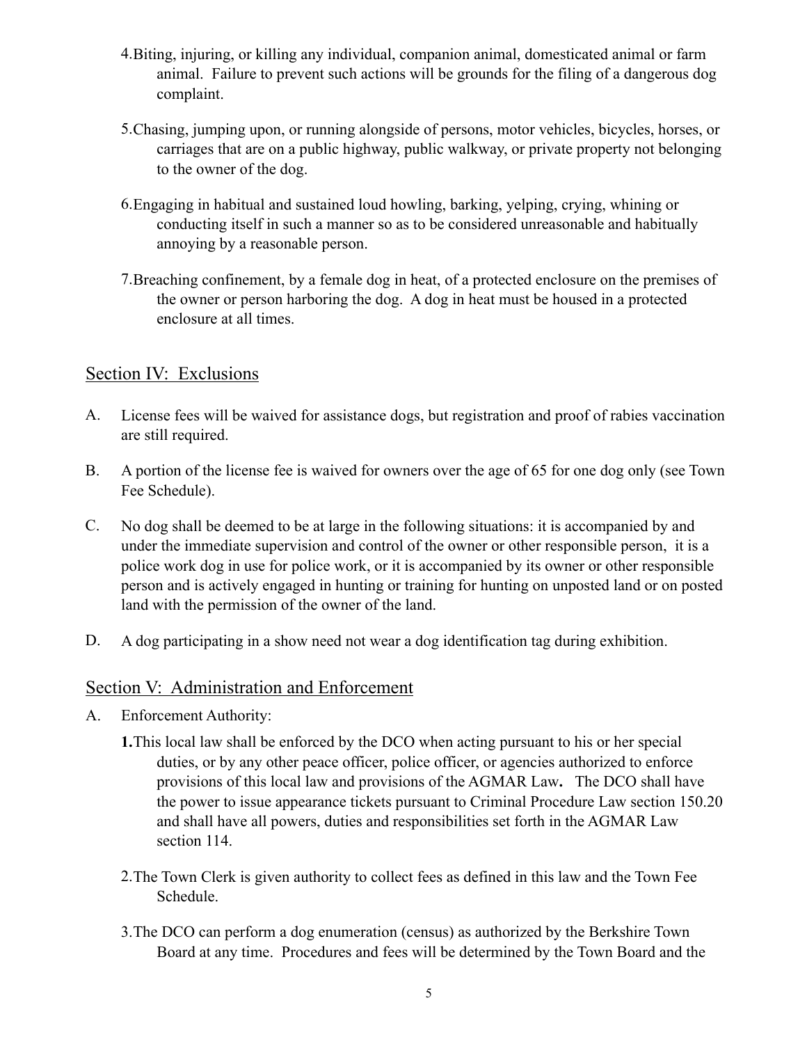4. Biting, injuring, or killing any individual, companion animal, domesticated animal or farm animal. Failure to prevent such actions will be grounds for the filing of a dangerous dog complaint.

5. Chasing, jumping upon, or running alongside of persons, motor vehicles, bicycles, horses, or carriages that are on a public highway, public walkway, or private property not belonging to the owner of the dog.

6. Engaging in habitual and sustained loud howling, barking, yelping, crying, whining or conducting itself in such a manner so as to be considered unreasonable and habitually annoying by a reasonable person.

7. Breaching confinement, by a female dog in heat, of a protected enclosure on the premises of the owner or person harboring the dog. A dog in heat must be housed in a protected enclosure at all times.

## Section IV: Exclusions

A. License fees will be waived for assistance dogs, but registration and proof of rabies vaccination are still required.

B. A portion of the license fee is waived for owners over the age of 65 for one dog only (see Town Fee Schedule).

C. No dog shall be deemed to be at large in the following situations: it is accompanied by and under the immediate supervision and control of the owner or other responsible person, it is a police work dog in use for police work, or it is accompanied by its owner or other responsible person and is actively engaged in hunting or training for hunting on unposted land or on posted land with the permission of the owner of the land.

D. A dog participating in a show need not wear a dog identification tag during exhibition.

## Section V: Administration and Enforcement

A. Enforcement Authority:

**1.** This local law shall be enforced by the DCO when acting pursuant to his or her special duties, or by any other peace officer, police officer, or agencies authorized to enforce provisions of this local law and provisions of the AGMAR Law**.** The DCO shall have the power to issue appearance tickets pursuant to Criminal Procedure Law section 150.20 and shall have all powers, duties and responsibilities set forth in the AGMAR Law section 114.

2. The Town Clerk is given authority to collect fees as defined in this law and the Town Fee Schedule.

3. The DCO can perform a dog enumeration (census) as authorized by the Berkshire Town Board at any time. Procedures and fees will be determined by the Town Board and the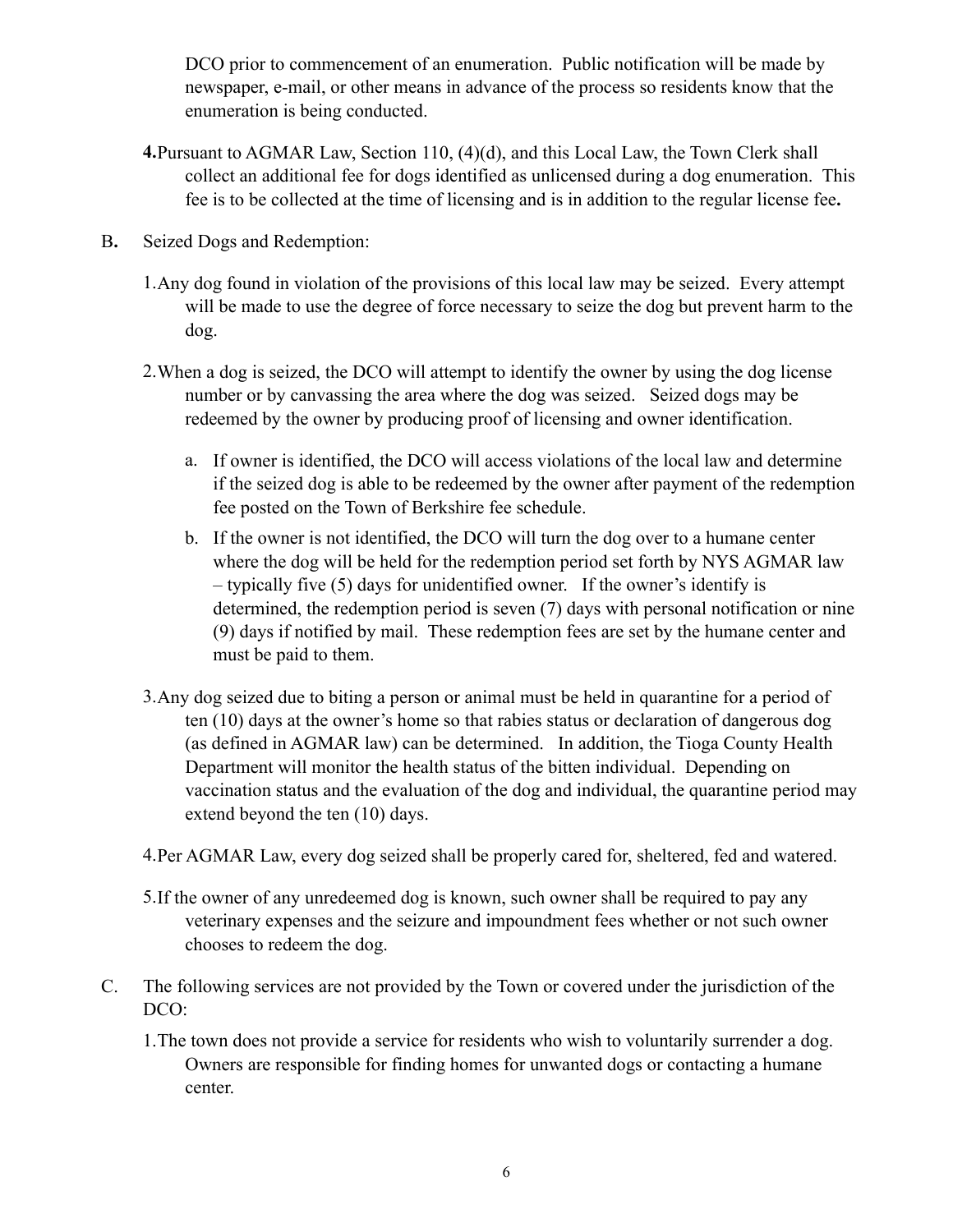DCO prior to commencement of an enumeration. Public notification will be made by newspaper, e-mail, or other means in advance of the process so residents know that the enumeration is being conducted.

**4.** Pursuant to AGMAR Law, Section 110, (4)(d), and this Local Law, the Town Clerk shall collect an additional fee for dogs identified as unlicensed during a dog enumeration. This fee is to be collected at the time of licensing and is in addition to the regular license fee**.**

B**.** Seized Dogs and Redemption:

1. Any dog found in violation of the provisions of this local law may be seized. Every attempt will be made to use the degree of force necessary to seize the dog but prevent harm to the dog.

2. When a dog is seized, the DCO will attempt to identify the owner by using the dog license number or by canvassing the area where the dog was seized. Seized dogs may be redeemed by the owner by producing proof of licensing and owner identification.

   a. If owner is identified, the DCO will access violations of the local law and determine if the seized dog is able to be redeemed by the owner after payment of the redemption fee posted on the Town of Berkshire fee schedule.

   b. If the owner is not identified, the DCO will turn the dog over to a humane center where the dog will be held for the redemption period set forth by NYS AGMAR law – typically five (5) days for unidentified owner. If the owner's identify is determined, the redemption period is seven (7) days with personal notification or nine (9) days if notified by mail. These redemption fees are set by the humane center and must be paid to them.

3. Any dog seized due to biting a person or animal must be held in quarantine for a period of ten (10) days at the owner's home so that rabies status or declaration of dangerous dog (as defined in AGMAR law) can be determined. In addition, the Tioga County Health Department will monitor the health status of the bitten individual. Depending on vaccination status and the evaluation of the dog and individual, the quarantine period may extend beyond the ten (10) days.

4. Per AGMAR Law, every dog seized shall be properly cared for, sheltered, fed and watered.

5. If the owner of any unredeemed dog is known, such owner shall be required to pay any veterinary expenses and the seizure and impoundment fees whether or not such owner chooses to redeem the dog.

C. The following services are not provided by the Town or covered under the jurisdiction of the DCO:

1. The town does not provide a service for residents who wish to voluntarily surrender a dog. Owners are responsible for finding homes for unwanted dogs or contacting a humane center.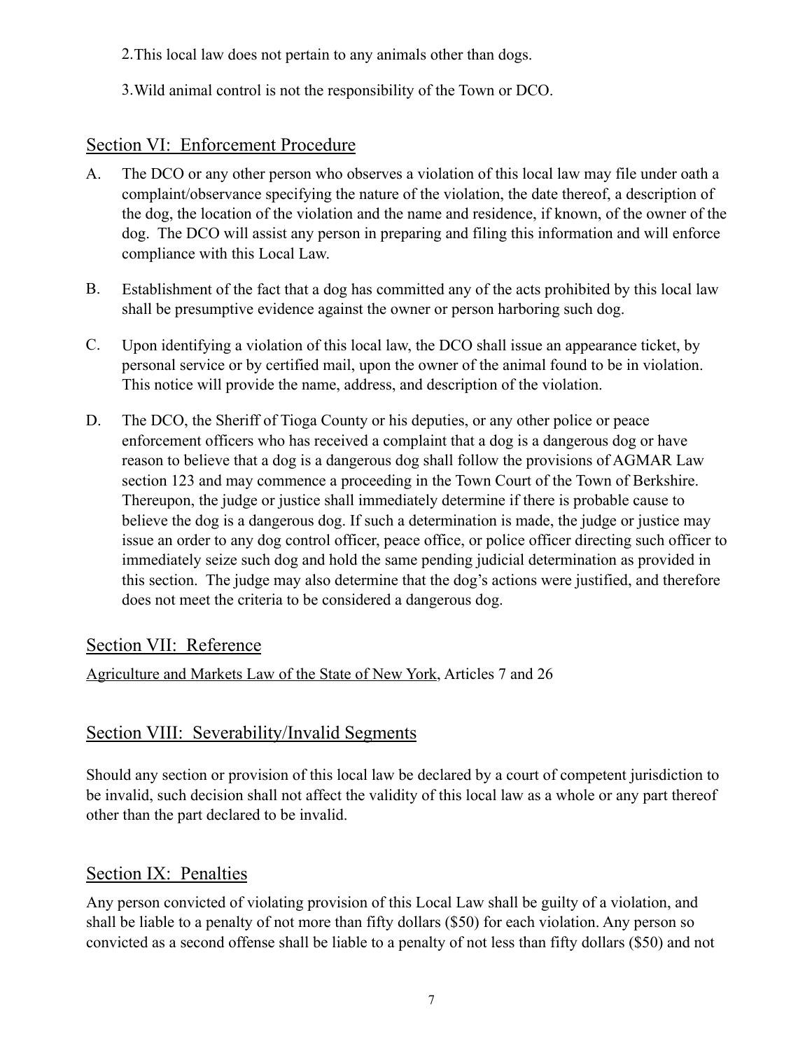2. This local law does not pertain to any animals other than dogs.

3. Wild animal control is not the responsibility of the Town or DCO.

## Section VI: Enforcement Procedure

A. The DCO or any other person who observes a violation of this local law may file under oath a complaint/observance specifying the nature of the violation, the date thereof, a description of the dog, the location of the violation and the name and residence, if known, of the owner of the dog. The DCO will assist any person in preparing and filing this information and will enforce compliance with this Local Law.

B. Establishment of the fact that a dog has committed any of the acts prohibited by this local law shall be presumptive evidence against the owner or person harboring such dog.

C. Upon identifying a violation of this local law, the DCO shall issue an appearance ticket, by personal service or by certified mail, upon the owner of the animal found to be in violation. This notice will provide the name, address, and description of the violation.

D. The DCO, the Sheriff of Tioga County or his deputies, or any other police or peace enforcement officers who has received a complaint that a dog is a dangerous dog or have reason to believe that a dog is a dangerous dog shall follow the provisions of AGMAR Law section 123 and may commence a proceeding in the Town Court of the Town of Berkshire. Thereupon, the judge or justice shall immediately determine if there is probable cause to believe the dog is a dangerous dog. If such a determination is made, the judge or justice may issue an order to any dog control officer, peace office, or police officer directing such officer to immediately seize such dog and hold the same pending judicial determination as provided in this section. The judge may also determine that the dog's actions were justified, and therefore does not meet the criteria to be considered a dangerous dog.

## Section VII: Reference

Agriculture and Markets Law of the State of New York, Articles 7 and 26

## Section VIII: Severability/Invalid Segments

Should any section or provision of this local law be declared by a court of competent jurisdiction to be invalid, such decision shall not affect the validity of this local law as a whole or any part thereof other than the part declared to be invalid.

## Section IX: Penalties

Any person convicted of violating provision of this Local Law shall be guilty of a violation, and shall be liable to a penalty of not more than fifty dollars ($50) for each violation. Any person so convicted as a second offense shall be liable to a penalty of not less than fifty dollars ($50) and not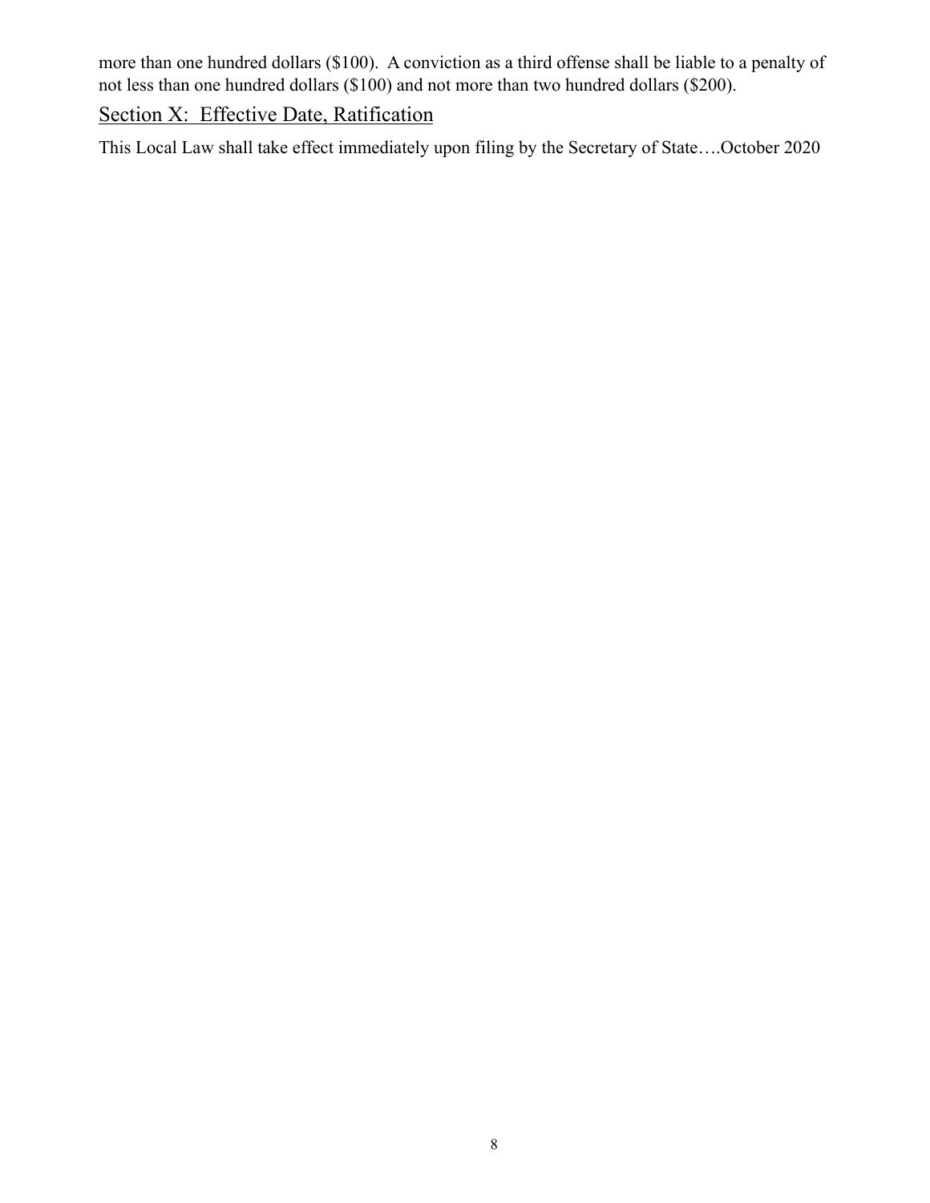more than one hundred dollars ($100). A conviction as a third offense shall be liable to a penalty of not less than one hundred dollars ($100) and not more than two hundred dollars ($200).

## Section X: Effective Date, Ratification

This Local Law shall take effect immediately upon filing by the Secretary of State….October 2020